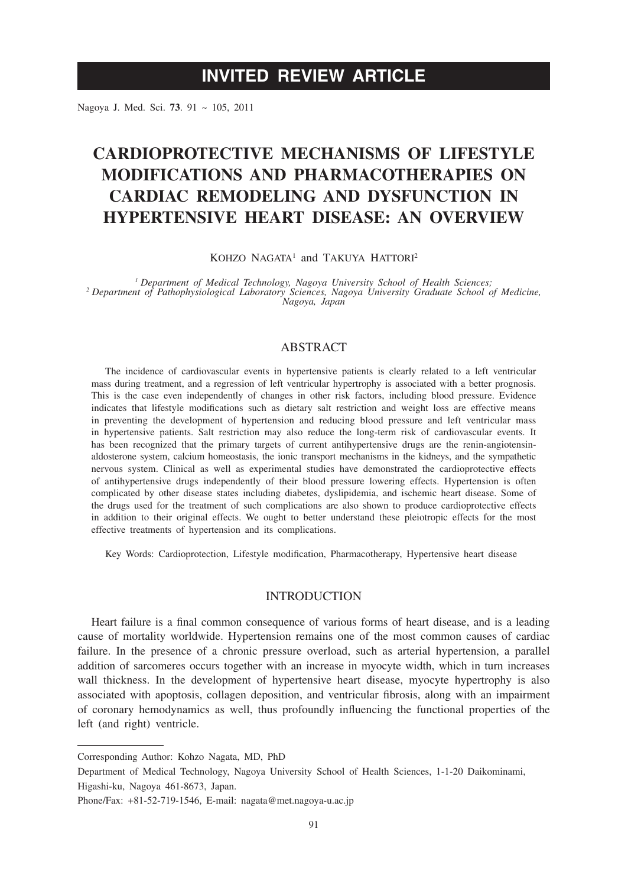INVITED REVIEW ARTICLE

# CARDIOPROTECTIVE MECHANISMS OF LIFESTYLE MODIFICATIONS AND PHARMACOTHERAPIES ON CARDIAC REMODELING AND DYSFUNCTION IN HYPERTENSIVE HEART DISEASE: AN OVERVIEW

KOHZO NAGATA[1] and TAKUYA HATTORI[2]

*[1] Department of Medical Technology, Nagoya University School of Health Sciences;*
*[2] Department of Pathophysiological Laboratory Sciences, Nagoya University Graduate School of Medicine, Nagoya, Japan*

## ABSTRACT

The incidence of cardiovascular events in hypertensive patients is clearly related to a left ventricular mass during treatment, and a regression of left ventricular hypertrophy is associated with a better prognosis. This is the case even independently of changes in other risk factors, including blood pressure. Evidence indicates that lifestyle modifications such as dietary salt restriction and weight loss are effective means in preventing the development of hypertension and reducing blood pressure and left ventricular mass in hypertensive patients. Salt restriction may also reduce the long-term risk of cardiovascular events. It has been recognized that the primary targets of current antihypertensive drugs are the renin-angiotensin-aldosterone system, calcium homeostasis, the ionic transport mechanisms in the kidneys, and the sympathetic nervous system. Clinical as well as experimental studies have demonstrated the cardioprotective effects of antihypertensive drugs independently of their blood pressure lowering effects. Hypertension is often complicated by other disease states including diabetes, dyslipidemia, and ischemic heart disease. Some of the drugs used for the treatment of such complications are also shown to produce cardioprotective effects in addition to their original effects. We ought to better understand these pleiotropic effects for the most effective treatments of hypertension and its complications.

Key Words: Cardioprotection, Lifestyle modification, Pharmacotherapy, Hypertensive heart disease

## INTRODUCTION

Heart failure is a final common consequence of various forms of heart disease, and is a leading cause of mortality worldwide. Hypertension remains one of the most common causes of cardiac failure. In the presence of a chronic pressure overload, such as arterial hypertension, a parallel addition of sarcomeres occurs together with an increase in myocyte width, which in turn increases wall thickness. In the development of hypertensive heart disease, myocyte hypertrophy is also associated with apoptosis, collagen deposition, and ventricular fibrosis, along with an impairment of coronary hemodynamics as well, thus profoundly influencing the functional properties of the left (and right) ventricle.

---

Corresponding Author: Kohzo Nagata, MD, PhD

Department of Medical Technology, Nagoya University School of Health Sciences, 1-1-20 Daikominami, Higashi-ku, Nagoya 461-8673, Japan.

Phone/Fax: +81-52-719-1546, E-mail: nagata@met.nagoya-u.ac.jp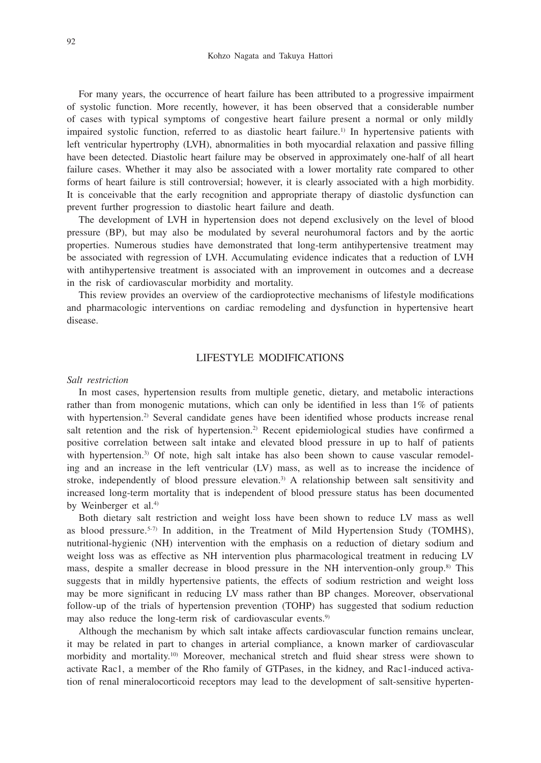For many years, the occurrence of heart failure has been attributed to a progressive impairment of systolic function. More recently, however, it has been observed that a considerable number of cases with typical symptoms of congestive heart failure present a normal or only mildly impaired systolic function, referred to as diastolic heart failure.[1] In hypertensive patients with left ventricular hypertrophy (LVH), abnormalities in both myocardial relaxation and passive filling have been detected. Diastolic heart failure may be observed in approximately one-half of all heart failure cases. Whether it may also be associated with a lower mortality rate compared to other forms of heart failure is still controversial; however, it is clearly associated with a high morbidity. It is conceivable that the early recognition and appropriate therapy of diastolic dysfunction can prevent further progression to diastolic heart failure and death.

The development of LVH in hypertension does not depend exclusively on the level of blood pressure (BP), but may also be modulated by several neurohumoral factors and by the aortic properties. Numerous studies have demonstrated that long-term antihypertensive treatment may be associated with regression of LVH. Accumulating evidence indicates that a reduction of LVH with antihypertensive treatment is associated with an improvement in outcomes and a decrease in the risk of cardiovascular morbidity and mortality.

This review provides an overview of the cardioprotective mechanisms of lifestyle modifications and pharmacologic interventions on cardiac remodeling and dysfunction in hypertensive heart disease.

## LIFESTYLE MODIFICATIONS

### *Salt restriction*

In most cases, hypertension results from multiple genetic, dietary, and metabolic interactions rather than from monogenic mutations, which can only be identified in less than 1% of patients with hypertension.[2] Several candidate genes have been identified whose products increase renal salt retention and the risk of hypertension.[2] Recent epidemiological studies have confirmed a positive correlation between salt intake and elevated blood pressure in up to half of patients with hypertension.[3] Of note, high salt intake has also been shown to cause vascular remodeling and an increase in the left ventricular (LV) mass, as well as to increase the incidence of stroke, independently of blood pressure elevation.[3] A relationship between salt sensitivity and increased long-term mortality that is independent of blood pressure status has been documented by Weinberger et al.[4]

Both dietary salt restriction and weight loss have been shown to reduce LV mass as well as blood pressure.[5-7] In addition, in the Treatment of Mild Hypertension Study (TOMHS), nutritional-hygienic (NH) intervention with the emphasis on a reduction of dietary sodium and weight loss was as effective as NH intervention plus pharmacological treatment in reducing LV mass, despite a smaller decrease in blood pressure in the NH intervention-only group.[8] This suggests that in mildly hypertensive patients, the effects of sodium restriction and weight loss may be more significant in reducing LV mass rather than BP changes. Moreover, observational follow-up of the trials of hypertension prevention (TOHP) has suggested that sodium reduction may also reduce the long-term risk of cardiovascular events.[9]

Although the mechanism by which salt intake affects cardiovascular function remains unclear, it may be related in part to changes in arterial compliance, a known marker of cardiovascular morbidity and mortality.[10] Moreover, mechanical stretch and fluid shear stress were shown to activate Rac1, a member of the Rho family of GTPases, in the kidney, and Rac1-induced activation of renal mineralocorticoid receptors may lead to the development of salt-sensitive hyperten-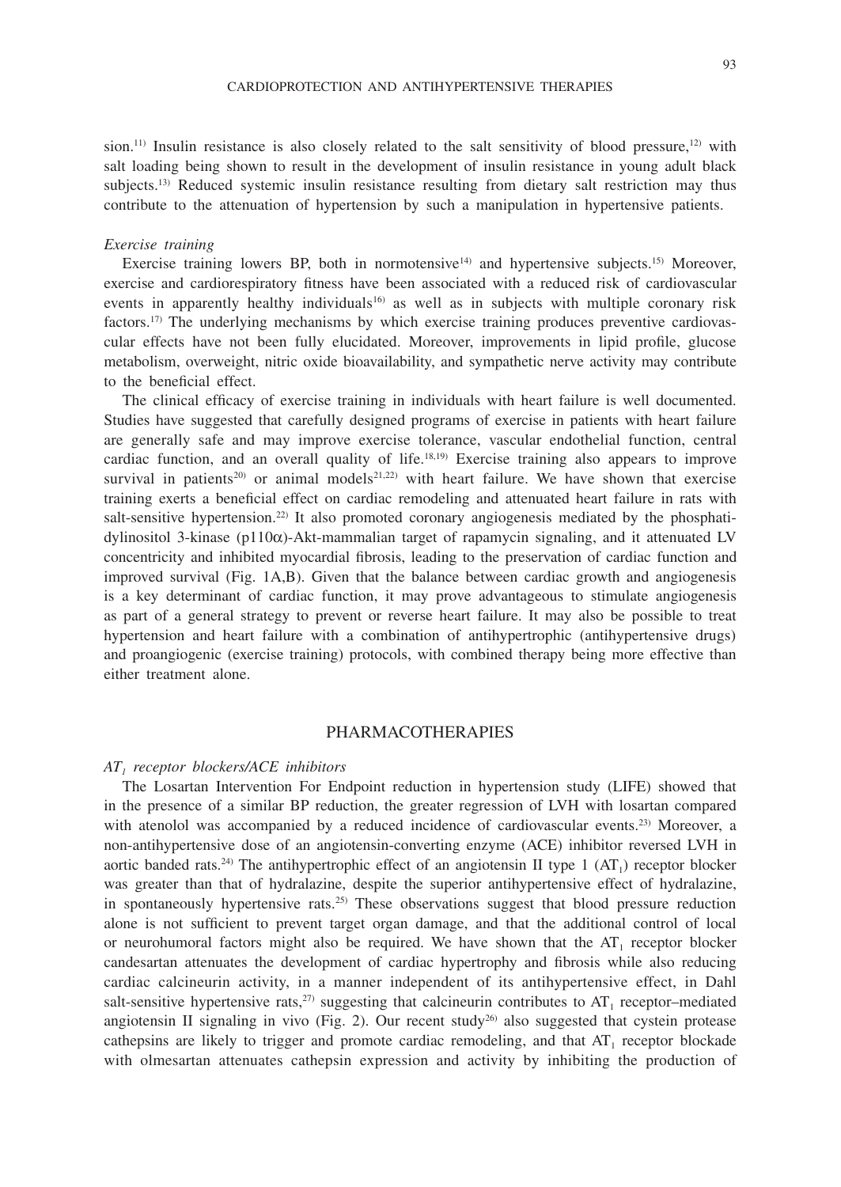sion.[11] Insulin resistance is also closely related to the salt sensitivity of blood pressure,[12] with salt loading being shown to result in the development of insulin resistance in young adult black subjects.[13] Reduced systemic insulin resistance resulting from dietary salt restriction may thus contribute to the attenuation of hypertension by such a manipulation in hypertensive patients.

*Exercise training*

Exercise training lowers BP, both in normotensive[14] and hypertensive subjects.[15] Moreover, exercise and cardiorespiratory fitness have been associated with a reduced risk of cardiovascular events in apparently healthy individuals[16] as well as in subjects with multiple coronary risk factors.[17] The underlying mechanisms by which exercise training produces preventive cardiovascular effects have not been fully elucidated. Moreover, improvements in lipid profile, glucose metabolism, overweight, nitric oxide bioavailability, and sympathetic nerve activity may contribute to the beneficial effect.

The clinical efficacy of exercise training in individuals with heart failure is well documented. Studies have suggested that carefully designed programs of exercise in patients with heart failure are generally safe and may improve exercise tolerance, vascular endothelial function, central cardiac function, and an overall quality of life.[18,19] Exercise training also appears to improve survival in patients[20] or animal models[21,22] with heart failure. We have shown that exercise training exerts a beneficial effect on cardiac remodeling and attenuated heart failure in rats with salt-sensitive hypertension.[22] It also promoted coronary angiogenesis mediated by the phosphatidylinositol 3-kinase (p110$\alpha$)-Akt-mammalian target of rapamycin signaling, and it attenuated LV concentricity and inhibited myocardial fibrosis, leading to the preservation of cardiac function and improved survival (Fig. 1A,B). Given that the balance between cardiac growth and angiogenesis is a key determinant of cardiac function, it may prove advantageous to stimulate angiogenesis as part of a general strategy to prevent or reverse heart failure. It may also be possible to treat hypertension and heart failure with a combination of antihypertrophic (antihypertensive drugs) and proangiogenic (exercise training) protocols, with combined therapy being more effective than either treatment alone.

## PHARMACOTHERAPIES

*$AT_1$ receptor blockers/ACE inhibitors*

The Losartan Intervention For Endpoint reduction in hypertension study (LIFE) showed that in the presence of a similar BP reduction, the greater regression of LVH with losartan compared with atenolol was accompanied by a reduced incidence of cardiovascular events.[23] Moreover, a non-antihypertensive dose of an angiotensin-converting enzyme (ACE) inhibitor reversed LVH in aortic banded rats.[24] The antihypertrophic effect of an angiotensin II type 1 ($AT_1$) receptor blocker was greater than that of hydralazine, despite the superior antihypertensive effect of hydralazine, in spontaneously hypertensive rats.[25] These observations suggest that blood pressure reduction alone is not sufficient to prevent target organ damage, and that the additional control of local or neurohumoral factors might also be required. We have shown that the $AT_1$ receptor blocker candesartan attenuates the development of cardiac hypertrophy and fibrosis while also reducing cardiac calcineurin activity, in a manner independent of its antihypertensive effect, in Dahl salt-sensitive hypertensive rats,[27] suggesting that calcineurin contributes to $AT_1$ receptor–mediated angiotensin II signaling in vivo (Fig. 2). Our recent study[26] also suggested that cystein protease cathepsins are likely to trigger and promote cardiac remodeling, and that $AT_1$ receptor blockade with olmesartan attenuates cathepsin expression and activity by inhibiting the production of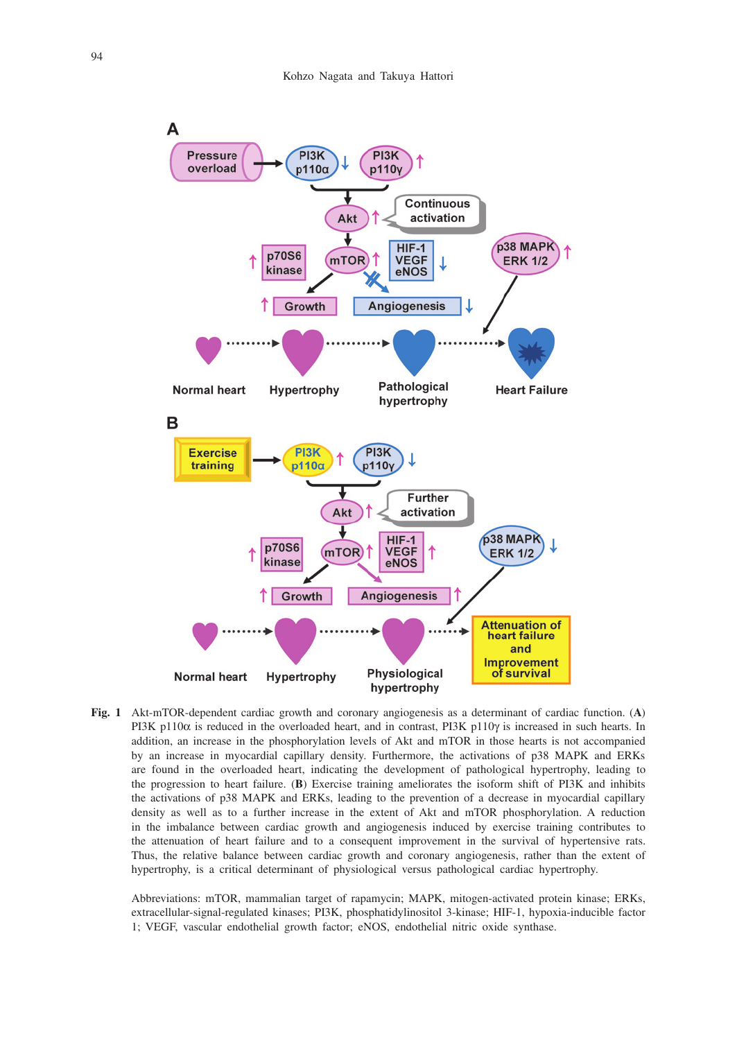**Fig. 1** Akt-mTOR-dependent cardiac growth and coronary angiogenesis as a determinant of cardiac function. (**A**) PI3K p110α is reduced in the overloaded heart, and in contrast, PI3K p110γ is increased in such hearts. In addition, an increase in the phosphorylation levels of Akt and mTOR in those hearts is not accompanied by an increase in myocardial capillary density. Furthermore, the activations of p38 MAPK and ERKs are found in the overloaded heart, indicating the development of pathological hypertrophy, leading to the progression to heart failure. (**B**) Exercise training ameliorates the isoform shift of PI3K and inhibits the activations of p38 MAPK and ERKs, leading to the prevention of a decrease in myocardial capillary density as well as to a further increase in the extent of Akt and mTOR phosphorylation. A reduction in the imbalance between cardiac growth and angiogenesis induced by exercise training contributes to the attenuation of heart failure and to a consequent improvement in the survival of hypertensive rats. Thus, the relative balance between cardiac growth and coronary angiogenesis, rather than the extent of hypertrophy, is a critical determinant of physiological versus pathological cardiac hypertrophy.

Abbreviations: mTOR, mammalian target of rapamycin; MAPK, mitogen-activated protein kinase; ERKs, extracellular-signal-regulated kinases; PI3K, phosphatidylinositol 3-kinase; HIF-1, hypoxia-inducible factor 1; VEGF, vascular endothelial growth factor; eNOS, endothelial nitric oxide synthase.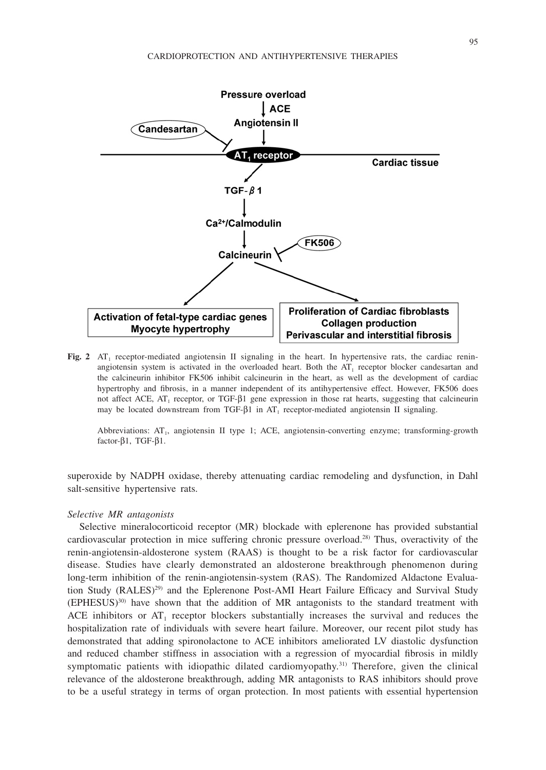Pressure overload

ACE

Angiotensin II

Candesartan

$AT_1$ receptor

Cardiac tissue

TGF-β1

$Ca^{2+}$/Calmodulin

Calcineurin

FK506

Activation of fetal-type cardiac genes
Myocyte hypertrophy

Proliferation of Cardiac fibroblasts
Collagen production
Perivascular and interstitial fibrosis

**Fig. 2** $AT_1$ receptor-mediated angiotensin II signaling in the heart. In hypertensive rats, the cardiac renin-angiotensin system is activated in the overloaded heart. Both the $AT_1$ receptor blocker candesartan and the calcineurin inhibitor FK506 inhibit calcineurin in the heart, as well as the development of cardiac hypertrophy and fibrosis, in a manner independent of its antihypertensive effect. However, FK506 does not affect ACE, $AT_1$ receptor, or TGF-β1 gene expression in those rat hearts, suggesting that calcineurin may be located downstream from TGF-β1 in $AT_1$ receptor-mediated angiotensin II signaling.

Abbreviations: $AT_1$, angiotensin II type 1; ACE, angiotensin-converting enzyme; transforming-growth factor-β1, TGF-β1.

superoxide by NADPH oxidase, thereby attenuating cardiac remodeling and dysfunction, in Dahl salt-sensitive hypertensive rats.

*Selective MR antagonists*

Selective mineralocorticoid receptor (MR) blockade with eplerenone has provided substantial cardiovascular protection in mice suffering chronic pressure overload.[28] Thus, overactivity of the renin-angiotensin-aldosterone system (RAAS) is thought to be a risk factor for cardiovascular disease. Studies have clearly demonstrated an aldosterone breakthrough phenomenon during long-term inhibition of the renin-angiotensin-system (RAS). The Randomized Aldactone Evaluation Study (RALES)[29] and the Eplerenone Post-AMI Heart Failure Efficacy and Survival Study (EPHESUS)[30] have shown that the addition of MR antagonists to the standard treatment with ACE inhibitors or $AT_1$ receptor blockers substantially increases the survival and reduces the hospitalization rate of individuals with severe heart failure. Moreover, our recent pilot study has demonstrated that adding spironolactone to ACE inhibitors ameliorated LV diastolic dysfunction and reduced chamber stiffness in association with a regression of myocardial fibrosis in mildly symptomatic patients with idiopathic dilated cardiomyopathy.[31] Therefore, given the clinical relevance of the aldosterone breakthrough, adding MR antagonists to RAS inhibitors should prove to be a useful strategy in terms of organ protection. In most patients with essential hypertension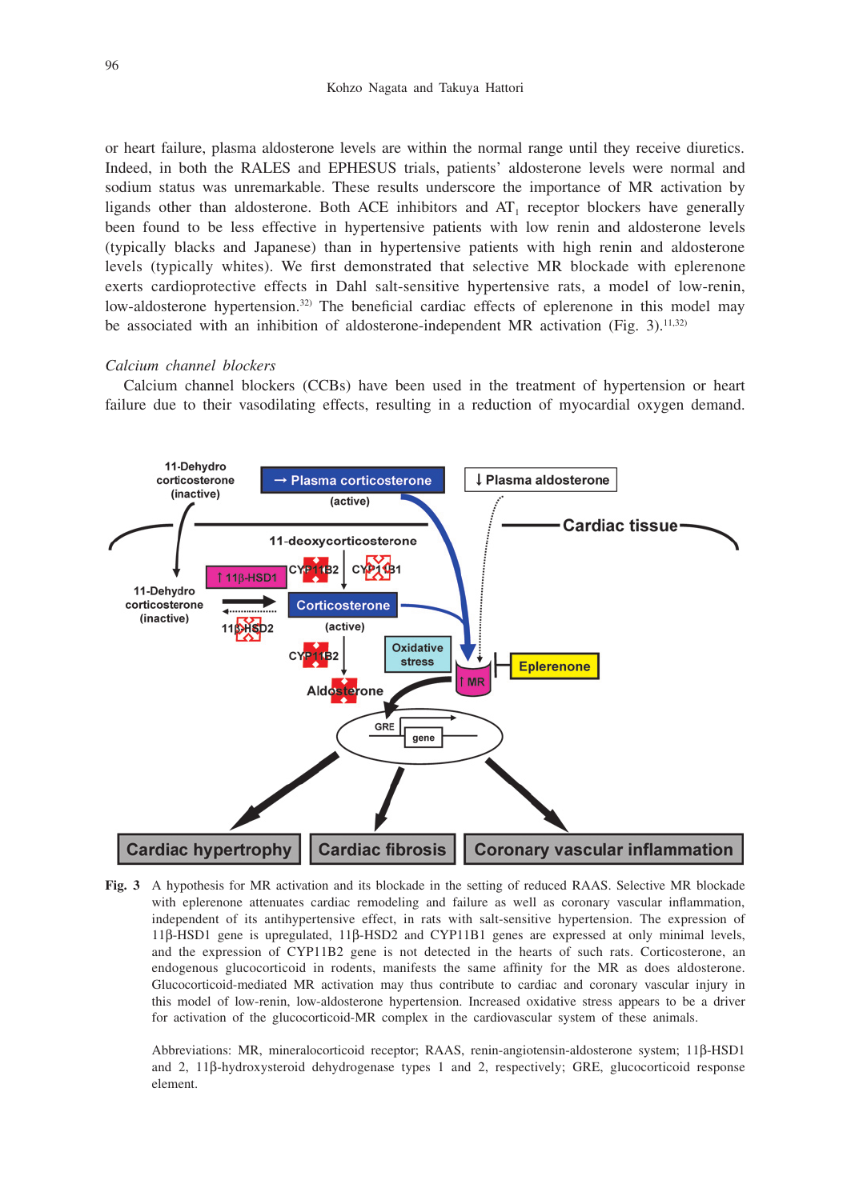or heart failure, plasma aldosterone levels are within the normal range until they receive diuretics. Indeed, in both the RALES and EPHESUS trials, patients' aldosterone levels were normal and sodium status was unremarkable. These results underscore the importance of MR activation by ligands other than aldosterone. Both ACE inhibitors and $AT_1$ receptor blockers have generally been found to be less effective in hypertensive patients with low renin and aldosterone levels (typically blacks and Japanese) than in hypertensive patients with high renin and aldosterone levels (typically whites). We first demonstrated that selective MR blockade with eplerenone exerts cardioprotective effects in Dahl salt-sensitive hypertensive rats, a model of low-renin, low-aldosterone hypertension.[32] The beneficial cardiac effects of eplerenone in this model may be associated with an inhibition of aldosterone-independent MR activation (Fig. 3).[11,32]

*Calcium channel blockers*

Calcium channel blockers (CCBs) have been used in the treatment of hypertension or heart failure due to their vasodilating effects, resulting in a reduction of myocardial oxygen demand.

11-Dehydro corticosterone (inactive)
→ Plasma corticosterone
(active)
↓ Plasma aldosterone
Cardiac tissue
11-deoxycorticosterone
↑ 11β-HSD1
CYP11B2
CYP11B1
11-Dehydro corticosterone (inactive)
Corticosterone
(active)
11β-HSD2
CYP11B2
Oxidative stress
↑ MR
Eplerenone
Aldosterone
GRE
gene
Cardiac hypertrophy
Cardiac fibrosis
Coronary vascular inflammation

**Fig. 3** A hypothesis for MR activation and its blockade in the setting of reduced RAAS. Selective MR blockade with eplerenone attenuates cardiac remodeling and failure as well as coronary vascular inflammation, independent of its antihypertensive effect, in rats with salt-sensitive hypertension. The expression of 11β-HSD1 gene is upregulated, 11β-HSD2 and CYP11B1 genes are expressed at only minimal levels, and the expression of CYP11B2 gene is not detected in the hearts of such rats. Corticosterone, an endogenous glucocorticoid in rodents, manifests the same affinity for the MR as does aldosterone. Glucocorticoid-mediated MR activation may thus contribute to cardiac and coronary vascular injury in this model of low-renin, low-aldosterone hypertension. Increased oxidative stress appears to be a driver for activation of the glucocorticoid-MR complex in the cardiovascular system of these animals.

Abbreviations: MR, mineralocorticoid receptor; RAAS, renin-angiotensin-aldosterone system; 11β-HSD1 and 2, 11β-hydroxysteroid dehydrogenase types 1 and 2, respectively; GRE, glucocorticoid response element.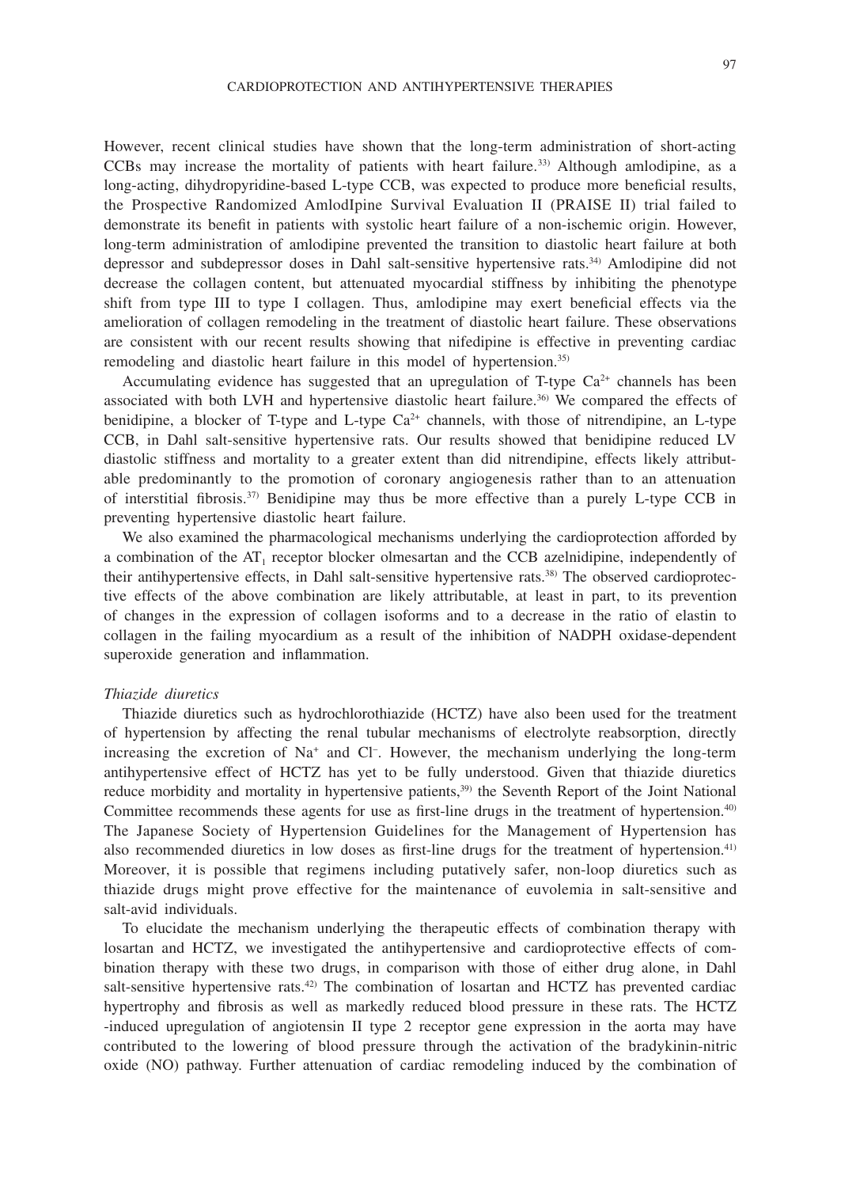However, recent clinical studies have shown that the long-term administration of short-acting CCBs may increase the mortality of patients with heart failure.[33] Although amlodipine, as a long-acting, dihydropyridine-based L-type CCB, was expected to produce more beneficial results, the Prospective Randomized AmlodIpine Survival Evaluation II (PRAISE II) trial failed to demonstrate its benefit in patients with systolic heart failure of a non-ischemic origin. However, long-term administration of amlodipine prevented the transition to diastolic heart failure at both depressor and subdepressor doses in Dahl salt-sensitive hypertensive rats.[34] Amlodipine did not decrease the collagen content, but attenuated myocardial stiffness by inhibiting the phenotype shift from type III to type I collagen. Thus, amlodipine may exert beneficial effects via the amelioration of collagen remodeling in the treatment of diastolic heart failure. These observations are consistent with our recent results showing that nifedipine is effective in preventing cardiac remodeling and diastolic heart failure in this model of hypertension.[35]

Accumulating evidence has suggested that an upregulation of T-type $Ca^{2+}$ channels has been associated with both LVH and hypertensive diastolic heart failure.[36] We compared the effects of benidipine, a blocker of T-type and L-type $Ca^{2+}$ channels, with those of nitrendipine, an L-type CCB, in Dahl salt-sensitive hypertensive rats. Our results showed that benidipine reduced LV diastolic stiffness and mortality to a greater extent than did nitrendipine, effects likely attributable predominantly to the promotion of coronary angiogenesis rather than to an attenuation of interstitial fibrosis.[37] Benidipine may thus be more effective than a purely L-type CCB in preventing hypertensive diastolic heart failure.

We also examined the pharmacological mechanisms underlying the cardioprotection afforded by a combination of the $AT_1$ receptor blocker olmesartan and the CCB azelnidipine, independently of their antihypertensive effects, in Dahl salt-sensitive hypertensive rats.[38] The observed cardioprotective effects of the above combination are likely attributable, at least in part, to its prevention of changes in the expression of collagen isoforms and to a decrease in the ratio of elastin to collagen in the failing myocardium as a result of the inhibition of NADPH oxidase-dependent superoxide generation and inflammation.

*Thiazide diuretics*

Thiazide diuretics such as hydrochlorothiazide (HCTZ) have also been used for the treatment of hypertension by affecting the renal tubular mechanisms of electrolyte reabsorption, directly increasing the excretion of $Na^+$ and $Cl^-$. However, the mechanism underlying the long-term antihypertensive effect of HCTZ has yet to be fully understood. Given that thiazide diuretics reduce morbidity and mortality in hypertensive patients,[39] the Seventh Report of the Joint National Committee recommends these agents for use as first-line drugs in the treatment of hypertension.[40] The Japanese Society of Hypertension Guidelines for the Management of Hypertension has also recommended diuretics in low doses as first-line drugs for the treatment of hypertension.[41] Moreover, it is possible that regimens including putatively safer, non-loop diuretics such as thiazide drugs might prove effective for the maintenance of euvolemia in salt-sensitive and salt-avid individuals.

To elucidate the mechanism underlying the therapeutic effects of combination therapy with losartan and HCTZ, we investigated the antihypertensive and cardioprotective effects of combination therapy with these two drugs, in comparison with those of either drug alone, in Dahl salt-sensitive hypertensive rats.[42] The combination of losartan and HCTZ has prevented cardiac hypertrophy and fibrosis as well as markedly reduced blood pressure in these rats. The HCTZ -induced upregulation of angiotensin II type 2 receptor gene expression in the aorta may have contributed to the lowering of blood pressure through the activation of the bradykinin-nitric oxide (NO) pathway. Further attenuation of cardiac remodeling induced by the combination of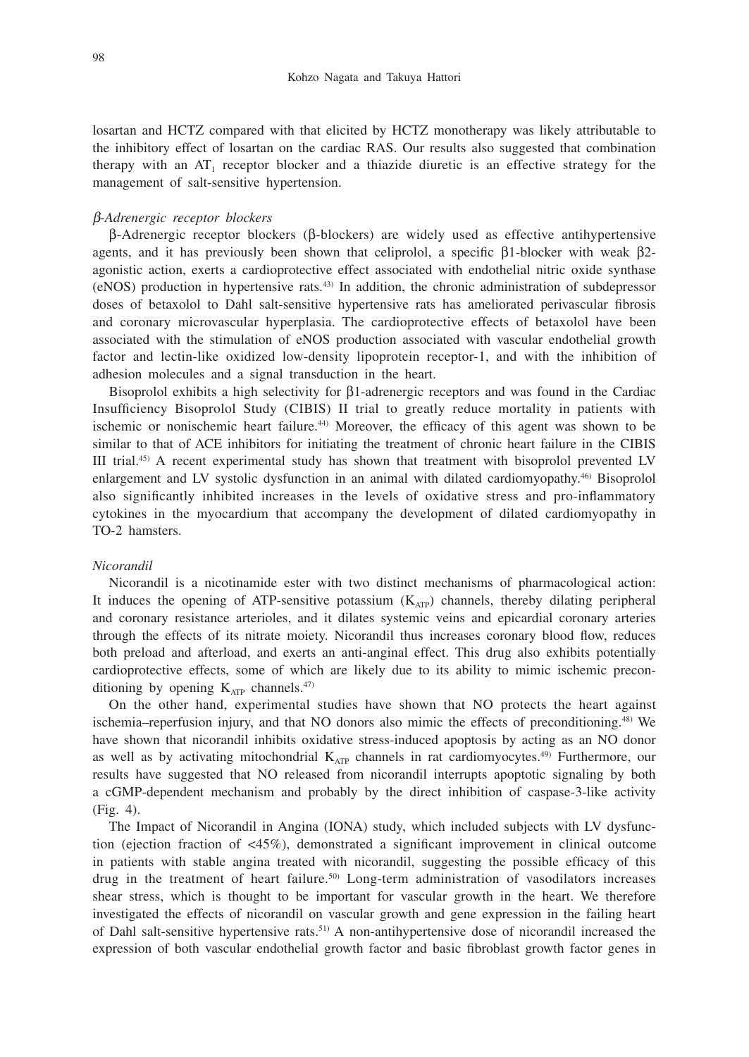losartan and HCTZ compared with that elicited by HCTZ monotherapy was likely attributable to the inhibitory effect of losartan on the cardiac RAS. Our results also suggested that combination therapy with an $AT_1$ receptor blocker and a thiazide diuretic is an effective strategy for the management of salt-sensitive hypertension.

### *β-Adrenergic receptor blockers*

β-Adrenergic receptor blockers (β-blockers) are widely used as effective antihypertensive agents, and it has previously been shown that celiprolol, a specific β1-blocker with weak β2-agonistic action, exerts a cardioprotective effect associated with endothelial nitric oxide synthase (eNOS) production in hypertensive rats.[43] In addition, the chronic administration of subdepressor doses of betaxolol to Dahl salt-sensitive hypertensive rats has ameliorated perivascular fibrosis and coronary microvascular hyperplasia. The cardioprotective effects of betaxolol have been associated with the stimulation of eNOS production associated with vascular endothelial growth factor and lectin-like oxidized low-density lipoprotein receptor-1, and with the inhibition of adhesion molecules and a signal transduction in the heart.

Bisoprolol exhibits a high selectivity for β1-adrenergic receptors and was found in the Cardiac Insufficiency Bisoprolol Study (CIBIS) II trial to greatly reduce mortality in patients with ischemic or nonischemic heart failure.[44] Moreover, the efficacy of this agent was shown to be similar to that of ACE inhibitors for initiating the treatment of chronic heart failure in the CIBIS III trial.[45] A recent experimental study has shown that treatment with bisoprolol prevented LV enlargement and LV systolic dysfunction in an animal with dilated cardiomyopathy.[46] Bisoprolol also significantly inhibited increases in the levels of oxidative stress and pro-inflammatory cytokines in the myocardium that accompany the development of dilated cardiomyopathy in TO-2 hamsters.

### *Nicorandil*

Nicorandil is a nicotinamide ester with two distinct mechanisms of pharmacological action: It induces the opening of ATP-sensitive potassium ($K_{ATP}$) channels, thereby dilating peripheral and coronary resistance arterioles, and it dilates systemic veins and epicardial coronary arteries through the effects of its nitrate moiety. Nicorandil thus increases coronary blood flow, reduces both preload and afterload, and exerts an anti-anginal effect. This drug also exhibits potentially cardioprotective effects, some of which are likely due to its ability to mimic ischemic preconditioning by opening $K_{ATP}$ channels.[47]

On the other hand, experimental studies have shown that NO protects the heart against ischemia–reperfusion injury, and that NO donors also mimic the effects of preconditioning.[48] We have shown that nicorandil inhibits oxidative stress-induced apoptosis by acting as an NO donor as well as by activating mitochondrial $K_{ATP}$ channels in rat cardiomyocytes.[49] Furthermore, our results have suggested that NO released from nicorandil interrupts apoptotic signaling by both a cGMP-dependent mechanism and probably by the direct inhibition of caspase-3-like activity (Fig. 4).

The Impact of Nicorandil in Angina (IONA) study, which included subjects with LV dysfunction (ejection fraction of <45%), demonstrated a significant improvement in clinical outcome in patients with stable angina treated with nicorandil, suggesting the possible efficacy of this drug in the treatment of heart failure.[50] Long-term administration of vasodilators increases shear stress, which is thought to be important for vascular growth in the heart. We therefore investigated the effects of nicorandil on vascular growth and gene expression in the failing heart of Dahl salt-sensitive hypertensive rats.[51] A non-antihypertensive dose of nicorandil increased the expression of both vascular endothelial growth factor and basic fibroblast growth factor genes in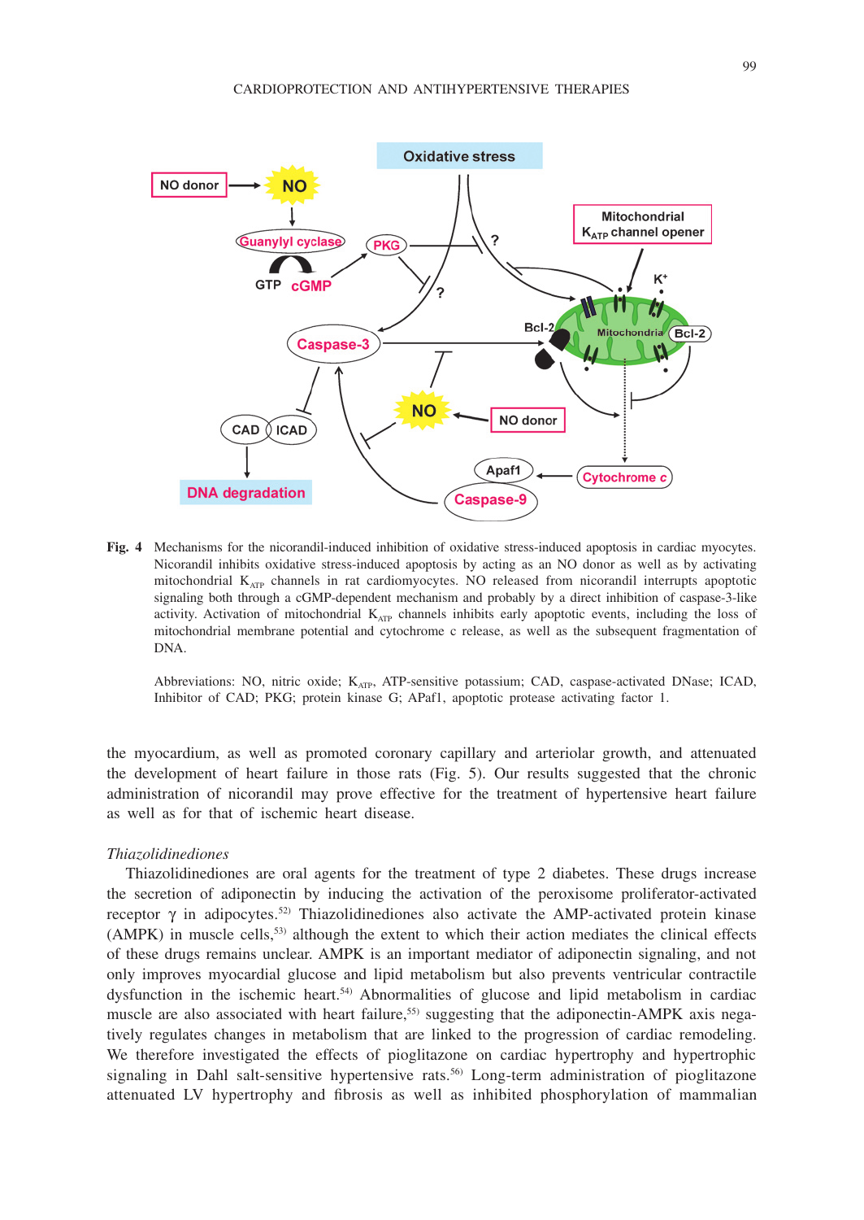Oxidative stress

NO donor

NO

Guanylyl cyclase

GTP

cGMP

PKG

?

?

Mitochondrial $K_{ATP}$ channel opener

$K^+$

Bcl-2

Mitochondria

Bcl-2

Caspase-3

CAD

ICAD

DNA degradation

NO

NO donor

Apaf1

Cytochrome *c*

Caspase-9

**Fig. 4** Mechanisms for the nicorandil-induced inhibition of oxidative stress-induced apoptosis in cardiac myocytes. Nicorandil inhibits oxidative stress-induced apoptosis by acting as an NO donor as well as by activating mitochondrial $K_{ATP}$ channels in rat cardiomyocytes. NO released from nicorandil interrupts apoptotic signaling both through a cGMP-dependent mechanism and probably by a direct inhibition of caspase-3-like activity. Activation of mitochondrial $K_{ATP}$ channels inhibits early apoptotic events, including the loss of mitochondrial membrane potential and cytochrome c release, as well as the subsequent fragmentation of DNA.

Abbreviations: NO, nitric oxide; $K_{ATP}$, ATP-sensitive potassium; CAD, caspase-activated DNase; ICAD, Inhibitor of CAD; PKG; protein kinase G; APaf1, apoptotic protease activating factor 1.

the myocardium, as well as promoted coronary capillary and arteriolar growth, and attenuated the development of heart failure in those rats (Fig. 5). Our results suggested that the chronic administration of nicorandil may prove effective for the treatment of hypertensive heart failure as well as for that of ischemic heart disease.

*Thiazolidinediones*

Thiazolidinediones are oral agents for the treatment of type 2 diabetes. These drugs increase the secretion of adiponectin by inducing the activation of the peroxisome proliferator-activated receptor γ in adipocytes.[52] Thiazolidinediones also activate the AMP-activated protein kinase (AMPK) in muscle cells,[53] although the extent to which their action mediates the clinical effects of these drugs remains unclear. AMPK is an important mediator of adiponectin signaling, and not only improves myocardial glucose and lipid metabolism but also prevents ventricular contractile dysfunction in the ischemic heart.[54] Abnormalities of glucose and lipid metabolism in cardiac muscle are also associated with heart failure,[55] suggesting that the adiponectin-AMPK axis negatively regulates changes in metabolism that are linked to the progression of cardiac remodeling. We therefore investigated the effects of pioglitazone on cardiac hypertrophy and hypertrophic signaling in Dahl salt-sensitive hypertensive rats.[56] Long-term administration of pioglitazone attenuated LV hypertrophy and fibrosis as well as inhibited phosphorylation of mammalian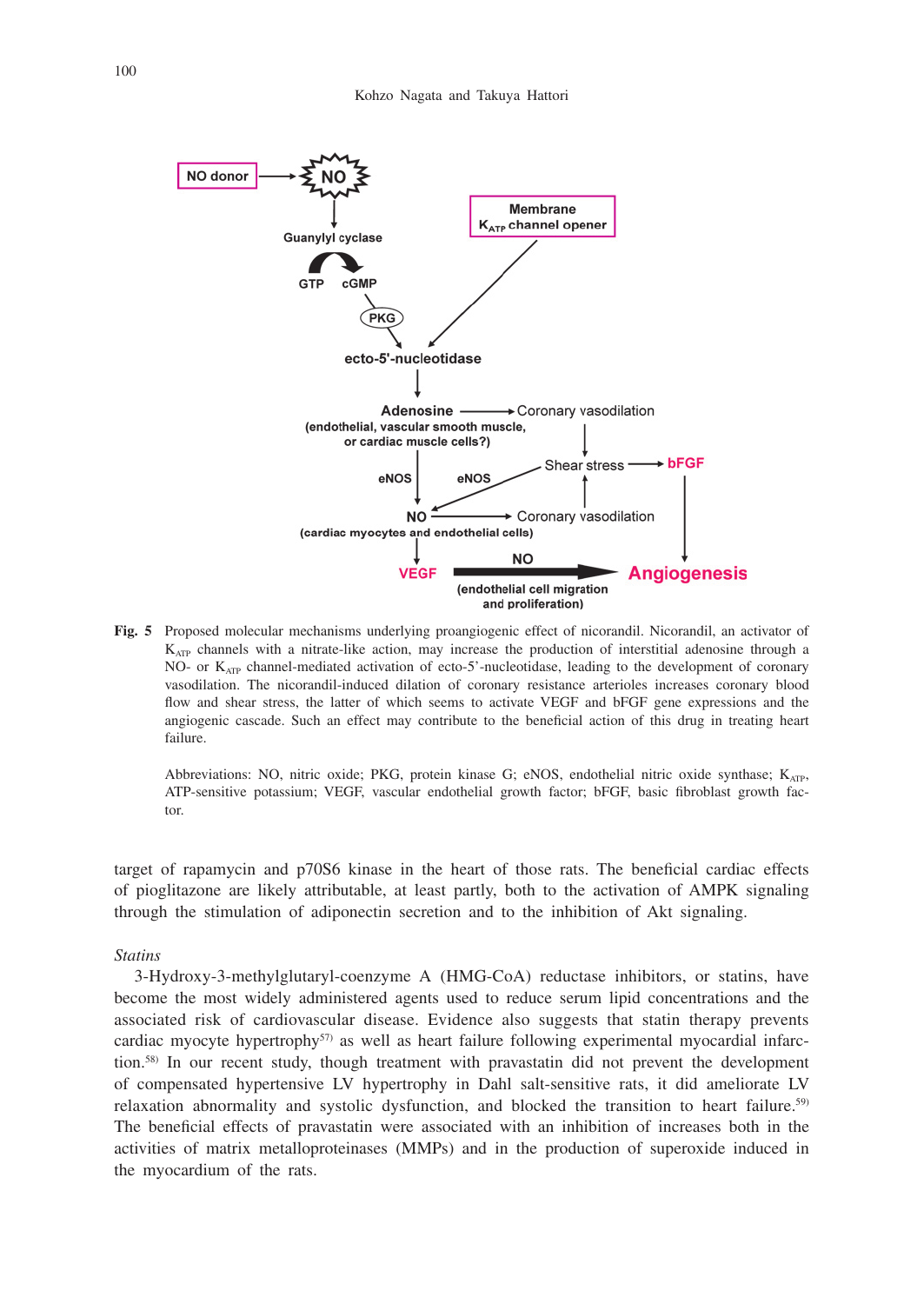NO donor

NO

Guanylyl cyclase

GTP cGMP

PKG

Membrane

$K_{ATP}$ channel opener

ecto-5'-nucleotidase

Adenosine

(endothelial, vascular smooth muscle, or cardiac muscle cells?)

Coronary vasodilation

Shear stress

bFGF

eNOS

eNOS

NO

(cardiac myocytes and endothelial cells)

Coronary vasodilation

VEGF

NO

(endothelial cell migration and proliferation)

Angiogenesis

**Fig. 5** Proposed molecular mechanisms underlying proangiogenic effect of nicorandil. Nicorandil, an activator of $K_{ATP}$ channels with a nitrate-like action, may increase the production of interstitial adenosine through a NO- or $K_{ATP}$ channel-mediated activation of ecto-5'-nucleotidase, leading to the development of coronary vasodilation. The nicorandil-induced dilation of coronary resistance arterioles increases coronary blood flow and shear stress, the latter of which seems to activate VEGF and bFGF gene expressions and the angiogenic cascade. Such an effect may contribute to the beneficial action of this drug in treating heart failure.

Abbreviations: NO, nitric oxide; PKG, protein kinase G; eNOS, endothelial nitric oxide synthase; $K_{ATP}$, ATP-sensitive potassium; VEGF, vascular endothelial growth factor; bFGF, basic fibroblast growth factor.

target of rapamycin and p70S6 kinase in the heart of those rats. The beneficial cardiac effects of pioglitazone are likely attributable, at least partly, both to the activation of AMPK signaling through the stimulation of adiponectin secretion and to the inhibition of Akt signaling.

*Statins*

3-Hydroxy-3-methylglutaryl-coenzyme A (HMG-CoA) reductase inhibitors, or statins, have become the most widely administered agents used to reduce serum lipid concentrations and the associated risk of cardiovascular disease. Evidence also suggests that statin therapy prevents cardiac myocyte hypertrophy[57] as well as heart failure following experimental myocardial infarction.[58] In our recent study, though treatment with pravastatin did not prevent the development of compensated hypertensive LV hypertrophy in Dahl salt-sensitive rats, it did ameliorate LV relaxation abnormality and systolic dysfunction, and blocked the transition to heart failure.[59] The beneficial effects of pravastatin were associated with an inhibition of increases both in the activities of matrix metalloproteinases (MMPs) and in the production of superoxide induced in the myocardium of the rats.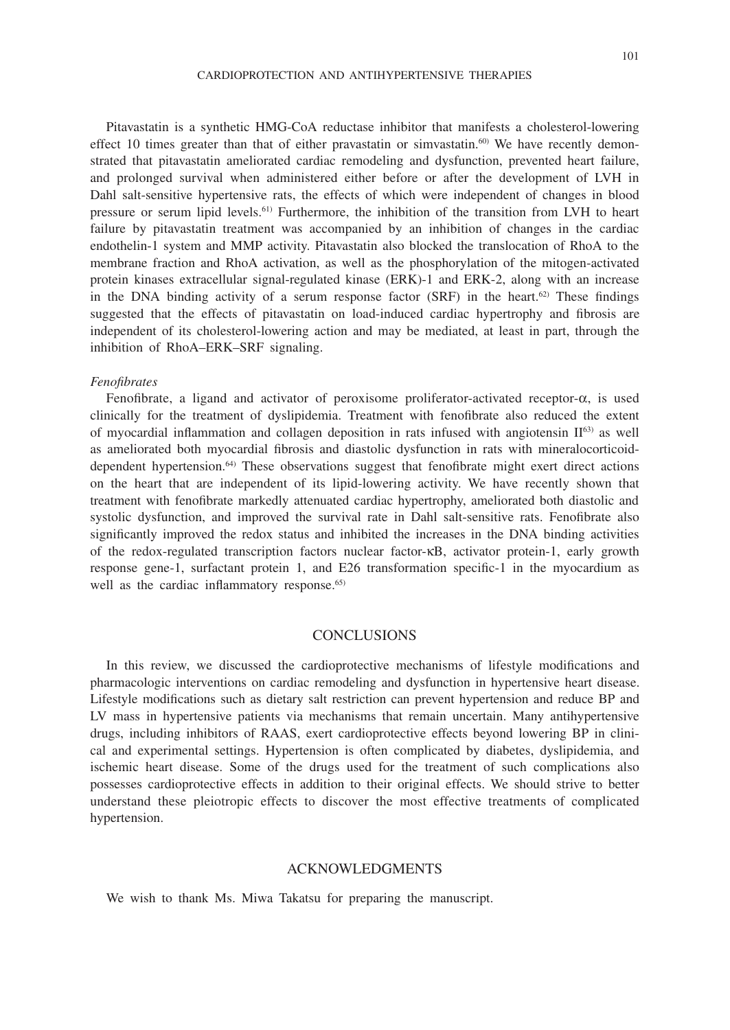Pitavastatin is a synthetic HMG-CoA reductase inhibitor that manifests a cholesterol-lowering effect 10 times greater than that of either pravastatin or simvastatin.[60] We have recently demonstrated that pitavastatin ameliorated cardiac remodeling and dysfunction, prevented heart failure, and prolonged survival when administered either before or after the development of LVH in Dahl salt-sensitive hypertensive rats, the effects of which were independent of changes in blood pressure or serum lipid levels.[61] Furthermore, the inhibition of the transition from LVH to heart failure by pitavastatin treatment was accompanied by an inhibition of changes in the cardiac endothelin-1 system and MMP activity. Pitavastatin also blocked the translocation of RhoA to the membrane fraction and RhoA activation, as well as the phosphorylation of the mitogen-activated protein kinases extracellular signal-regulated kinase (ERK)-1 and ERK-2, along with an increase in the DNA binding activity of a serum response factor (SRF) in the heart.[62] These findings suggested that the effects of pitavastatin on load-induced cardiac hypertrophy and fibrosis are independent of its cholesterol-lowering action and may be mediated, at least in part, through the inhibition of RhoA–ERK–SRF signaling.

*Fenofibrates*

Fenofibrate, a ligand and activator of peroxisome proliferator-activated receptor-$\alpha$, is used clinically for the treatment of dyslipidemia. Treatment with fenofibrate also reduced the extent of myocardial inflammation and collagen deposition in rats infused with angiotensin II[63] as well as ameliorated both myocardial fibrosis and diastolic dysfunction in rats with mineralocorticoid-dependent hypertension.[64] These observations suggest that fenofibrate might exert direct actions on the heart that are independent of its lipid-lowering activity. We have recently shown that treatment with fenofibrate markedly attenuated cardiac hypertrophy, ameliorated both diastolic and systolic dysfunction, and improved the survival rate in Dahl salt-sensitive rats. Fenofibrate also significantly improved the redox status and inhibited the increases in the DNA binding activities of the redox-regulated transcription factors nuclear factor-$\kappa$B, activator protein-1, early growth response gene-1, surfactant protein 1, and E26 transformation specific-1 in the myocardium as well as the cardiac inflammatory response.[65]

## CONCLUSIONS

In this review, we discussed the cardioprotective mechanisms of lifestyle modifications and pharmacologic interventions on cardiac remodeling and dysfunction in hypertensive heart disease. Lifestyle modifications such as dietary salt restriction can prevent hypertension and reduce BP and LV mass in hypertensive patients via mechanisms that remain uncertain. Many antihypertensive drugs, including inhibitors of RAAS, exert cardioprotective effects beyond lowering BP in clinical and experimental settings. Hypertension is often complicated by diabetes, dyslipidemia, and ischemic heart disease. Some of the drugs used for the treatment of such complications also possesses cardioprotective effects in addition to their original effects. We should strive to better understand these pleiotropic effects to discover the most effective treatments of complicated hypertension.

## ACKNOWLEDGMENTS

We wish to thank Ms. Miwa Takatsu for preparing the manuscript.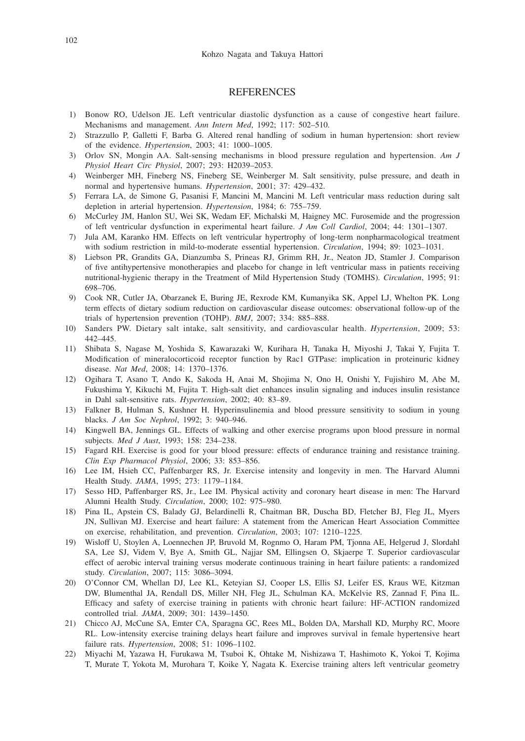## REFERENCES

1) Bonow RO, Udelson JE. Left ventricular diastolic dysfunction as a cause of congestive heart failure. Mechanisms and management. *Ann Intern Med*, 1992; 117: 502–510.
2) Strazzullo P, Galletti F, Barba G. Altered renal handling of sodium in human hypertension: short review of the evidence. *Hypertension*, 2003; 41: 1000–1005.
3) Orlov SN, Mongin AA. Salt-sensing mechanisms in blood pressure regulation and hypertension. *Am J Physiol Heart Circ Physiol*, 2007; 293: H2039–2053.
4) Weinberger MH, Fineberg NS, Fineberg SE, Weinberger M. Salt sensitivity, pulse pressure, and death in normal and hypertensive humans. *Hypertension*, 2001; 37: 429–432.
5) Ferrara LA, de Simone G, Pasanisi F, Mancini M, Mancini M. Left ventricular mass reduction during salt depletion in arterial hypertension. *Hypertension*, 1984; 6: 755–759.
6) McCurley JM, Hanlon SU, Wei SK, Wedam EF, Michalski M, Haigney MC. Furosemide and the progression of left ventricular dysfunction in experimental heart failure. *J Am Coll Cardiol*, 2004; 44: 1301–1307.
7) Jula AM, Karanko HM. Effects on left ventricular hypertrophy of long-term nonpharmacological treatment with sodium restriction in mild-to-moderate essential hypertension. *Circulation*, 1994; 89: 1023–1031.
8) Liebson PR, Grandits GA, Dianzumba S, Prineas RJ, Grimm RH, Jr., Neaton JD, Stamler J. Comparison of five antihypertensive monotherapies and placebo for change in left ventricular mass in patients receiving nutritional-hygienic therapy in the Treatment of Mild Hypertension Study (TOMHS). *Circulation*, 1995; 91: 698–706.
9) Cook NR, Cutler JA, Obarzanek E, Buring JE, Rexrode KM, Kumanyika SK, Appel LJ, Whelton PK. Long term effects of dietary sodium reduction on cardiovascular disease outcomes: observational follow-up of the trials of hypertension prevention (TOHP). *BMJ*, 2007; 334: 885–888.
10) Sanders PW. Dietary salt intake, salt sensitivity, and cardiovascular health. *Hypertension*, 2009; 53: 442–445.
11) Shibata S, Nagase M, Yoshida S, Kawarazaki W, Kurihara H, Tanaka H, Miyoshi J, Takai Y, Fujita T. Modification of mineralocorticoid receptor function by Rac1 GTPase: implication in proteinuric kidney disease. *Nat Med*, 2008; 14: 1370–1376.
12) Ogihara T, Asano T, Ando K, Sakoda H, Anai M, Shojima N, Ono H, Onishi Y, Fujishiro M, Abe M, Fukushima Y, Kikuchi M, Fujita T. High-salt diet enhances insulin signaling and induces insulin resistance in Dahl salt-sensitive rats. *Hypertension*, 2002; 40: 83–89.
13) Falkner B, Hulman S, Kushner H. Hyperinsulinemia and blood pressure sensitivity to sodium in young blacks. *J Am Soc Nephrol*, 1992; 3: 940–946.
14) Kingwell BA, Jennings GL. Effects of walking and other exercise programs upon blood pressure in normal subjects. *Med J Aust*, 1993; 158: 234–238.
15) Fagard RH. Exercise is good for your blood pressure: effects of endurance training and resistance training. *Clin Exp Pharmacol Physiol*, 2006; 33: 853–856.
16) Lee IM, Hsieh CC, Paffenbarger RS, Jr. Exercise intensity and longevity in men. The Harvard Alumni Health Study. *JAMA*, 1995; 273: 1179–1184.
17) Sesso HD, Paffenbarger RS, Jr., Lee IM. Physical activity and coronary heart disease in men: The Harvard Alumni Health Study. *Circulation*, 2000; 102: 975–980.
18) Pina IL, Apstein CS, Balady GJ, Belardinelli R, Chaitman BR, Duscha BD, Fletcher BJ, Fleg JL, Myers JN, Sullivan MJ. Exercise and heart failure: A statement from the American Heart Association Committee on exercise, rehabilitation, and prevention. *Circulation*, 2003; 107: 1210–1225.
19) Wisloff U, Stoylen A, Loennechen JP, Bruvold M, Rognmo O, Haram PM, Tjonna AE, Helgerud J, Slordahl SA, Lee SJ, Videm V, Bye A, Smith GL, Najjar SM, Ellingsen O, Skjaerpe T. Superior cardiovascular effect of aerobic interval training versus moderate continuous training in heart failure patients: a randomized study. *Circulation*, 2007; 115: 3086–3094.
20) O'Connor CM, Whellan DJ, Lee KL, Keteyian SJ, Cooper LS, Ellis SJ, Leifer ES, Kraus WE, Kitzman DW, Blumenthal JA, Rendall DS, Miller NH, Fleg JL, Schulman KA, McKelvie RS, Zannad F, Pina IL. Efficacy and safety of exercise training in patients with chronic heart failure: HF-ACTION randomized controlled trial. *JAMA*, 2009; 301: 1439–1450.
21) Chicco AJ, McCune SA, Emter CA, Sparagna GC, Rees ML, Bolden DA, Marshall KD, Murphy RC, Moore RL. Low-intensity exercise training delays heart failure and improves survival in female hypertensive heart failure rats. *Hypertension*, 2008; 51: 1096–1102.
22) Miyachi M, Yazawa H, Furukawa M, Tsuboi K, Ohtake M, Nishizawa T, Hashimoto K, Yokoi T, Kojima T, Murate T, Yokota M, Murohara T, Koike Y, Nagata K. Exercise training alters left ventricular geometry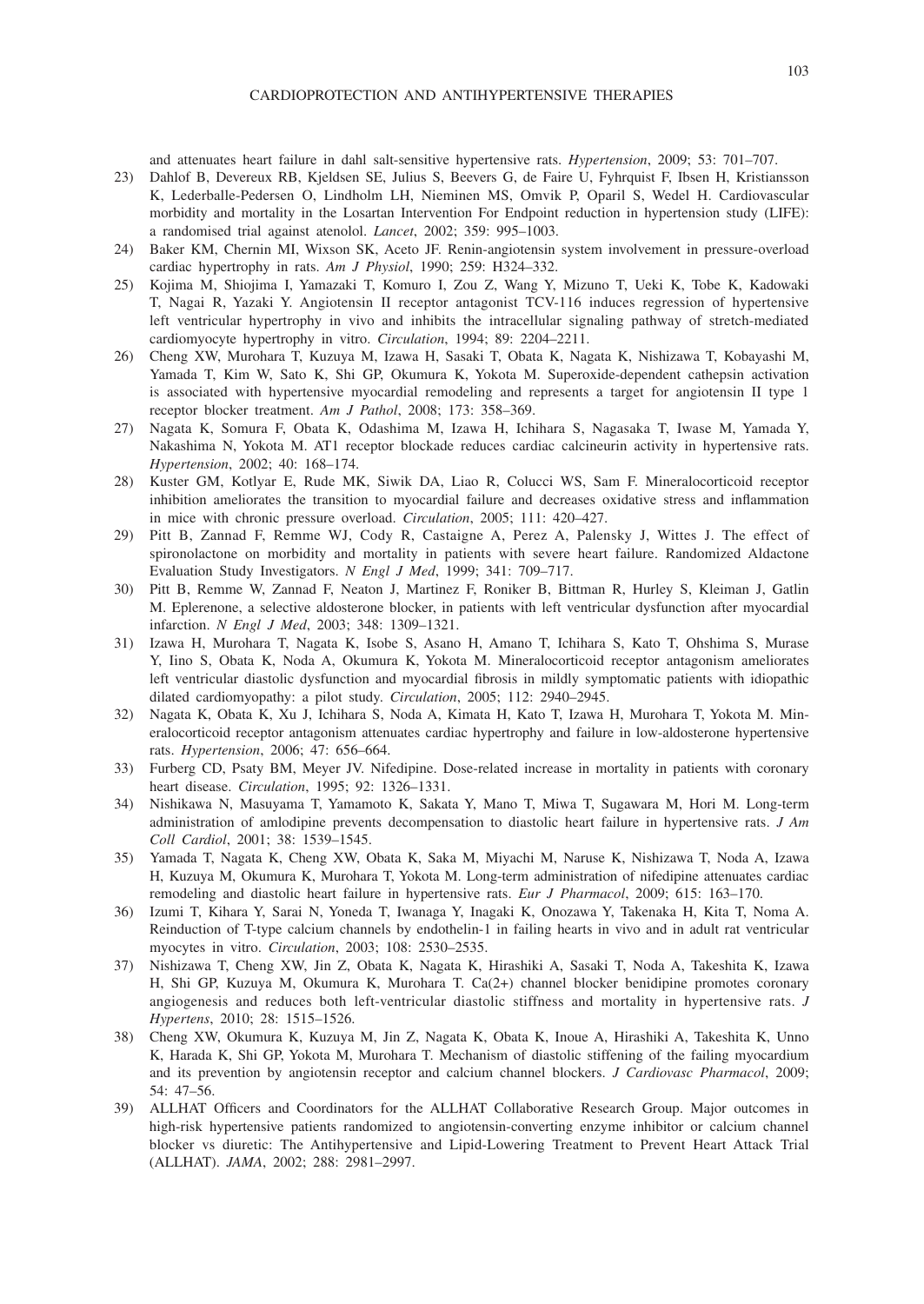and attenuates heart failure in dahl salt-sensitive hypertensive rats. *Hypertension*, 2009; 53: 701–707.

23) Dahlof B, Devereux RB, Kjeldsen SE, Julius S, Beevers G, de Faire U, Fyhrquist F, Ibsen H, Kristiansson K, Lederballe-Pedersen O, Lindholm LH, Nieminen MS, Omvik P, Oparil S, Wedel H. Cardiovascular morbidity and mortality in the Losartan Intervention For Endpoint reduction in hypertension study (LIFE): a randomised trial against atenolol. *Lancet*, 2002; 359: 995–1003.

24) Baker KM, Chernin MI, Wixson SK, Aceto JF. Renin-angiotensin system involvement in pressure-overload cardiac hypertrophy in rats. *Am J Physiol*, 1990; 259: H324–332.

25) Kojima M, Shiojima I, Yamazaki T, Komuro I, Zou Z, Wang Y, Mizuno T, Ueki K, Tobe K, Kadowaki T, Nagai R, Yazaki Y. Angiotensin II receptor antagonist TCV-116 induces regression of hypertensive left ventricular hypertrophy in vivo and inhibits the intracellular signaling pathway of stretch-mediated cardiomyocyte hypertrophy in vitro. *Circulation*, 1994; 89: 2204–2211.

26) Cheng XW, Murohara T, Kuzuya M, Izawa H, Sasaki T, Obata K, Nagata K, Nishizawa T, Kobayashi M, Yamada T, Kim W, Sato K, Shi GP, Okumura K, Yokota M. Superoxide-dependent cathepsin activation is associated with hypertensive myocardial remodeling and represents a target for angiotensin II type 1 receptor blocker treatment. *Am J Pathol*, 2008; 173: 358–369.

27) Nagata K, Somura F, Obata K, Odashima M, Izawa H, Ichihara S, Nagasaka T, Iwase M, Yamada Y, Nakashima N, Yokota M. AT1 receptor blockade reduces cardiac calcineurin activity in hypertensive rats. *Hypertension*, 2002; 40: 168–174.

28) Kuster GM, Kotlyar E, Rude MK, Siwik DA, Liao R, Colucci WS, Sam F. Mineralocorticoid receptor inhibition ameliorates the transition to myocardial failure and decreases oxidative stress and inflammation in mice with chronic pressure overload. *Circulation*, 2005; 111: 420–427.

29) Pitt B, Zannad F, Remme WJ, Cody R, Castaigne A, Perez A, Palensky J, Wittes J. The effect of spironolactone on morbidity and mortality in patients with severe heart failure. Randomized Aldactone Evaluation Study Investigators. *N Engl J Med*, 1999; 341: 709–717.

30) Pitt B, Remme W, Zannad F, Neaton J, Martinez F, Roniker B, Bittman R, Hurley S, Kleiman J, Gatlin M. Eplerenone, a selective aldosterone blocker, in patients with left ventricular dysfunction after myocardial infarction. *N Engl J Med*, 2003; 348: 1309–1321.

31) Izawa H, Murohara T, Nagata K, Isobe S, Asano H, Amano T, Ichihara S, Kato T, Ohshima S, Murase Y, Iino S, Obata K, Noda A, Okumura K, Yokota M. Mineralocorticoid receptor antagonism ameliorates left ventricular diastolic dysfunction and myocardial fibrosis in mildly symptomatic patients with idiopathic dilated cardiomyopathy: a pilot study. *Circulation*, 2005; 112: 2940–2945.

32) Nagata K, Obata K, Xu J, Ichihara S, Noda A, Kimata H, Kato T, Izawa H, Murohara T, Yokota M. Mineralocorticoid receptor antagonism attenuates cardiac hypertrophy and failure in low-aldosterone hypertensive rats. *Hypertension*, 2006; 47: 656–664.

33) Furberg CD, Psaty BM, Meyer JV. Nifedipine. Dose-related increase in mortality in patients with coronary heart disease. *Circulation*, 1995; 92: 1326–1331.

34) Nishikawa N, Masuyama T, Yamamoto K, Sakata Y, Mano T, Miwa T, Sugawara M, Hori M. Long-term administration of amlodipine prevents decompensation to diastolic heart failure in hypertensive rats. *J Am Coll Cardiol*, 2001; 38: 1539–1545.

35) Yamada T, Nagata K, Cheng XW, Obata K, Saka M, Miyachi M, Naruse K, Nishizawa T, Noda A, Izawa H, Kuzuya M, Okumura K, Murohara T, Yokota M. Long-term administration of nifedipine attenuates cardiac remodeling and diastolic heart failure in hypertensive rats. *Eur J Pharmacol*, 2009; 615: 163–170.

36) Izumi T, Kihara Y, Sarai N, Yoneda T, Iwanaga Y, Inagaki K, Onozawa Y, Takenaka H, Kita T, Noma A. Reinduction of T-type calcium channels by endothelin-1 in failing hearts in vivo and in adult rat ventricular myocytes in vitro. *Circulation*, 2003; 108: 2530–2535.

37) Nishizawa T, Cheng XW, Jin Z, Obata K, Nagata K, Hirashiki A, Sasaki T, Noda A, Takeshita K, Izawa H, Shi GP, Kuzuya M, Okumura K, Murohara T. Ca(2+) channel blocker benidipine promotes coronary angiogenesis and reduces both left-ventricular diastolic stiffness and mortality in hypertensive rats. *J Hypertens*, 2010; 28: 1515–1526.

38) Cheng XW, Okumura K, Kuzuya M, Jin Z, Nagata K, Obata K, Inoue A, Hirashiki A, Takeshita K, Unno K, Harada K, Shi GP, Yokota M, Murohara T. Mechanism of diastolic stiffening of the failing myocardium and its prevention by angiotensin receptor and calcium channel blockers. *J Cardiovasc Pharmacol*, 2009; 54: 47–56.

39) ALLHAT Officers and Coordinators for the ALLHAT Collaborative Research Group. Major outcomes in high-risk hypertensive patients randomized to angiotensin-converting enzyme inhibitor or calcium channel blocker vs diuretic: The Antihypertensive and Lipid-Lowering Treatment to Prevent Heart Attack Trial (ALLHAT). *JAMA*, 2002; 288: 2981–2997.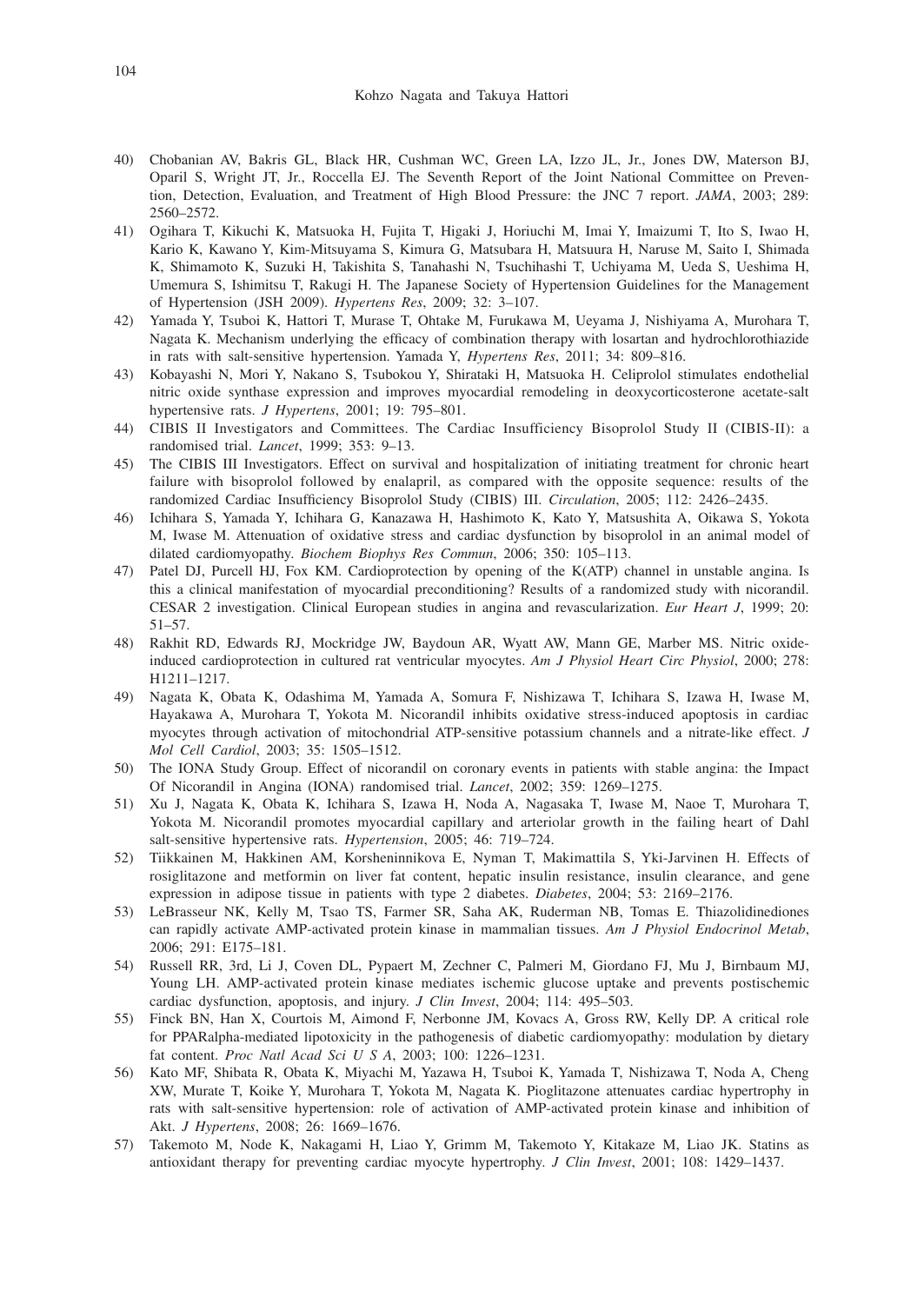40) Chobanian AV, Bakris GL, Black HR, Cushman WC, Green LA, Izzo JL, Jr., Jones DW, Materson BJ, Oparil S, Wright JT, Jr., Roccella EJ. The Seventh Report of the Joint National Committee on Prevention, Detection, Evaluation, and Treatment of High Blood Pressure: the JNC 7 report. *JAMA*, 2003; 289: 2560–2572.
41) Ogihara T, Kikuchi K, Matsuoka H, Fujita T, Higaki J, Horiuchi M, Imai Y, Imaizumi T, Ito S, Iwao H, Kario K, Kawano Y, Kim-Mitsuyama S, Kimura G, Matsubara H, Matsuura H, Naruse M, Saito I, Shimada K, Shimamoto K, Suzuki H, Takishita S, Tanahashi N, Tsuchihashi T, Uchiyama M, Ueda S, Ueshima H, Umemura S, Ishimitsu T, Rakugi H. The Japanese Society of Hypertension Guidelines for the Management of Hypertension (JSH 2009). *Hypertens Res*, 2009; 32: 3–107.
42) Yamada Y, Tsuboi K, Hattori T, Murase T, Ohtake M, Furukawa M, Ueyama J, Nishiyama A, Murohara T, Nagata K. Mechanism underlying the efficacy of combination therapy with losartan and hydrochlorothiazide in rats with salt-sensitive hypertension. Yamada Y, *Hypertens Res*, 2011; 34: 809–816.
43) Kobayashi N, Mori Y, Nakano S, Tsubokou Y, Shirataki H, Matsuoka H. Celiprolol stimulates endothelial nitric oxide synthase expression and improves myocardial remodeling in deoxycorticosterone acetate-salt hypertensive rats. *J Hypertens*, 2001; 19: 795–801.
44) CIBIS II Investigators and Committees. The Cardiac Insufficiency Bisoprolol Study II (CIBIS-II): a randomised trial. *Lancet*, 1999; 353: 9–13.
45) The CIBIS III Investigators. Effect on survival and hospitalization of initiating treatment for chronic heart failure with bisoprolol followed by enalapril, as compared with the opposite sequence: results of the randomized Cardiac Insufficiency Bisoprolol Study (CIBIS) III. *Circulation*, 2005; 112: 2426–2435.
46) Ichihara S, Yamada Y, Ichihara G, Kanazawa H, Hashimoto K, Kato Y, Matsushita A, Oikawa S, Yokota M, Iwase M. Attenuation of oxidative stress and cardiac dysfunction by bisoprolol in an animal model of dilated cardiomyopathy. *Biochem Biophys Res Commun*, 2006; 350: 105–113.
47) Patel DJ, Purcell HJ, Fox KM. Cardioprotection by opening of the K(ATP) channel in unstable angina. Is this a clinical manifestation of myocardial preconditioning? Results of a randomized study with nicorandil. CESAR 2 investigation. Clinical European studies in angina and revascularization. *Eur Heart J*, 1999; 20: 51–57.
48) Rakhit RD, Edwards RJ, Mockridge JW, Baydoun AR, Wyatt AW, Mann GE, Marber MS. Nitric oxide-induced cardioprotection in cultured rat ventricular myocytes. *Am J Physiol Heart Circ Physiol*, 2000; 278: H1211–1217.
49) Nagata K, Obata K, Odashima M, Yamada A, Somura F, Nishizawa T, Ichihara S, Izawa H, Iwase M, Hayakawa A, Murohara T, Yokota M. Nicorandil inhibits oxidative stress-induced apoptosis in cardiac myocytes through activation of mitochondrial ATP-sensitive potassium channels and a nitrate-like effect. *J Mol Cell Cardiol*, 2003; 35: 1505–1512.
50) The IONA Study Group. Effect of nicorandil on coronary events in patients with stable angina: the Impact Of Nicorandil in Angina (IONA) randomised trial. *Lancet*, 2002; 359: 1269–1275.
51) Xu J, Nagata K, Obata K, Ichihara S, Izawa H, Noda A, Nagasaka T, Iwase M, Naoe T, Murohara T, Yokota M. Nicorandil promotes myocardial capillary and arteriolar growth in the failing heart of Dahl salt-sensitive hypertensive rats. *Hypertension*, 2005; 46: 719–724.
52) Tiikkainen M, Hakkinen AM, Korsheninnikova E, Nyman T, Makimattila S, Yki-Jarvinen H. Effects of rosiglitazone and metformin on liver fat content, hepatic insulin resistance, insulin clearance, and gene expression in adipose tissue in patients with type 2 diabetes. *Diabetes*, 2004; 53: 2169–2176.
53) LeBrasseur NK, Kelly M, Tsao TS, Farmer SR, Saha AK, Ruderman NB, Tomas E. Thiazolidinediones can rapidly activate AMP-activated protein kinase in mammalian tissues. *Am J Physiol Endocrinol Metab*, 2006; 291: E175–181.
54) Russell RR, 3rd, Li J, Coven DL, Pypaert M, Zechner C, Palmeri M, Giordano FJ, Mu J, Birnbaum MJ, Young LH. AMP-activated protein kinase mediates ischemic glucose uptake and prevents postischemic cardiac dysfunction, apoptosis, and injury. *J Clin Invest*, 2004; 114: 495–503.
55) Finck BN, Han X, Courtois M, Aimond F, Nerbonne JM, Kovacs A, Gross RW, Kelly DP. A critical role for PPARalpha-mediated lipotoxicity in the pathogenesis of diabetic cardiomyopathy: modulation by dietary fat content. *Proc Natl Acad Sci U S A*, 2003; 100: 1226–1231.
56) Kato MF, Shibata R, Obata K, Miyachi M, Yazawa H, Tsuboi K, Yamada T, Nishizawa T, Noda A, Cheng XW, Murate T, Koike Y, Murohara T, Yokota M, Nagata K. Pioglitazone attenuates cardiac hypertrophy in rats with salt-sensitive hypertension: role of activation of AMP-activated protein kinase and inhibition of Akt. *J Hypertens*, 2008; 26: 1669–1676.
57) Takemoto M, Node K, Nakagami H, Liao Y, Grimm M, Takemoto Y, Kitakaze M, Liao JK. Statins as antioxidant therapy for preventing cardiac myocyte hypertrophy. *J Clin Invest*, 2001; 108: 1429–1437.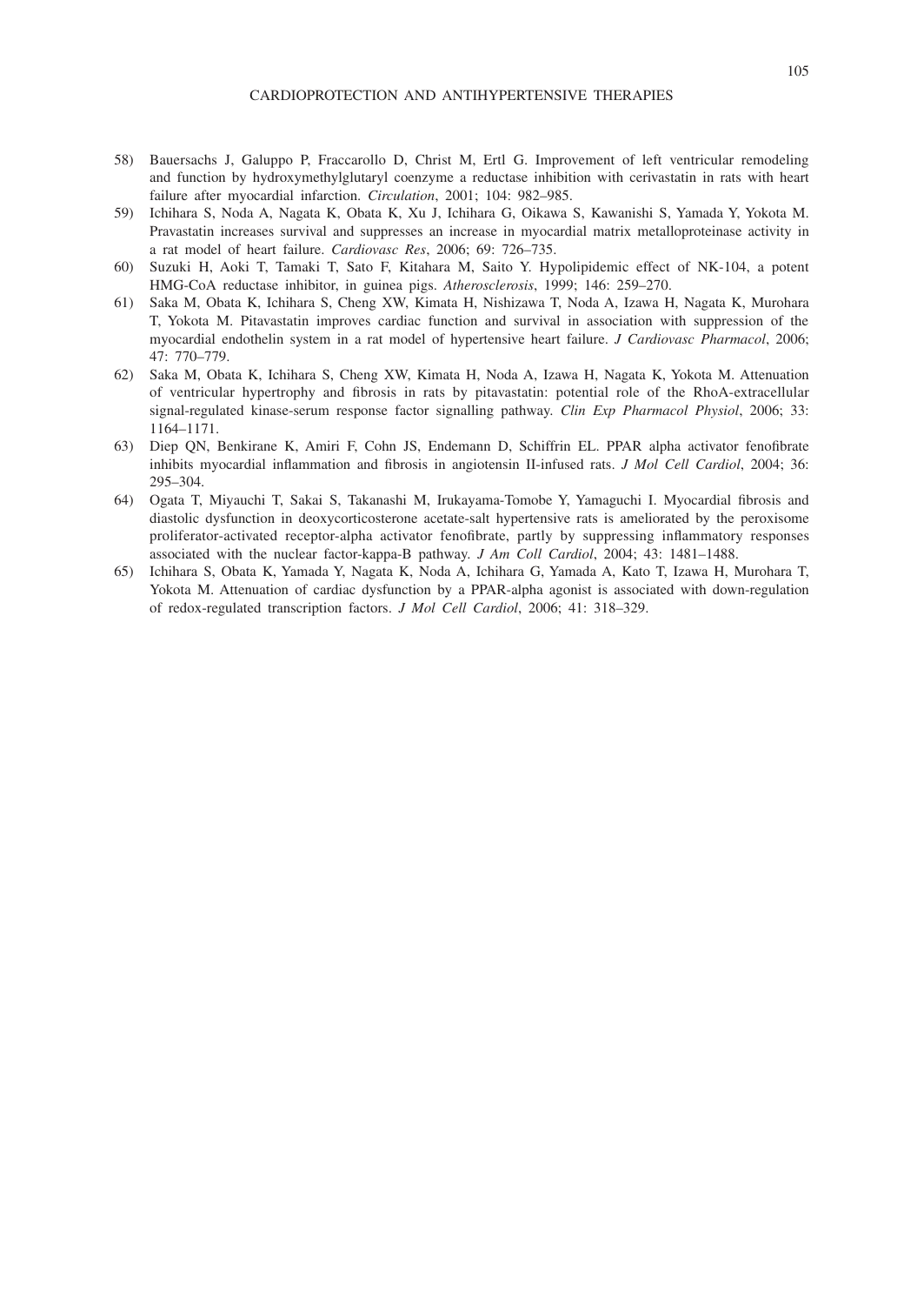58) Bauersachs J, Galuppo P, Fraccarollo D, Christ M, Ertl G. Improvement of left ventricular remodeling and function by hydroxymethylglutaryl coenzyme a reductase inhibition with cerivastatin in rats with heart failure after myocardial infarction. *Circulation*, 2001; 104: 982–985.
59) Ichihara S, Noda A, Nagata K, Obata K, Xu J, Ichihara G, Oikawa S, Kawanishi S, Yamada Y, Yokota M. Pravastatin increases survival and suppresses an increase in myocardial matrix metalloproteinase activity in a rat model of heart failure. *Cardiovasc Res*, 2006; 69: 726–735.
60) Suzuki H, Aoki T, Tamaki T, Sato F, Kitahara M, Saito Y. Hypolipidemic effect of NK-104, a potent HMG-CoA reductase inhibitor, in guinea pigs. *Atherosclerosis*, 1999; 146: 259–270.
61) Saka M, Obata K, Ichihara S, Cheng XW, Kimata H, Nishizawa T, Noda A, Izawa H, Nagata K, Murohara T, Yokota M. Pitavastatin improves cardiac function and survival in association with suppression of the myocardial endothelin system in a rat model of hypertensive heart failure. *J Cardiovasc Pharmacol*, 2006; 47: 770–779.
62) Saka M, Obata K, Ichihara S, Cheng XW, Kimata H, Noda A, Izawa H, Nagata K, Yokota M. Attenuation of ventricular hypertrophy and fibrosis in rats by pitavastatin: potential role of the RhoA-extracellular signal-regulated kinase-serum response factor signalling pathway. *Clin Exp Pharmacol Physiol*, 2006; 33: 1164–1171.
63) Diep QN, Benkirane K, Amiri F, Cohn JS, Endemann D, Schiffrin EL. PPAR alpha activator fenofibrate inhibits myocardial inflammation and fibrosis in angiotensin II-infused rats. *J Mol Cell Cardiol*, 2004; 36: 295–304.
64) Ogata T, Miyauchi T, Sakai S, Takanashi M, Irukayama-Tomobe Y, Yamaguchi I. Myocardial fibrosis and diastolic dysfunction in deoxycorticosterone acetate-salt hypertensive rats is ameliorated by the peroxisome proliferator-activated receptor-alpha activator fenofibrate, partly by suppressing inflammatory responses associated with the nuclear factor-kappa-B pathway. *J Am Coll Cardiol*, 2004; 43: 1481–1488.
65) Ichihara S, Obata K, Yamada Y, Nagata K, Noda A, Ichihara G, Yamada A, Kato T, Izawa H, Murohara T, Yokota M. Attenuation of cardiac dysfunction by a PPAR-alpha agonist is associated with down-regulation of redox-regulated transcription factors. *J Mol Cell Cardiol*, 2006; 41: 318–329.